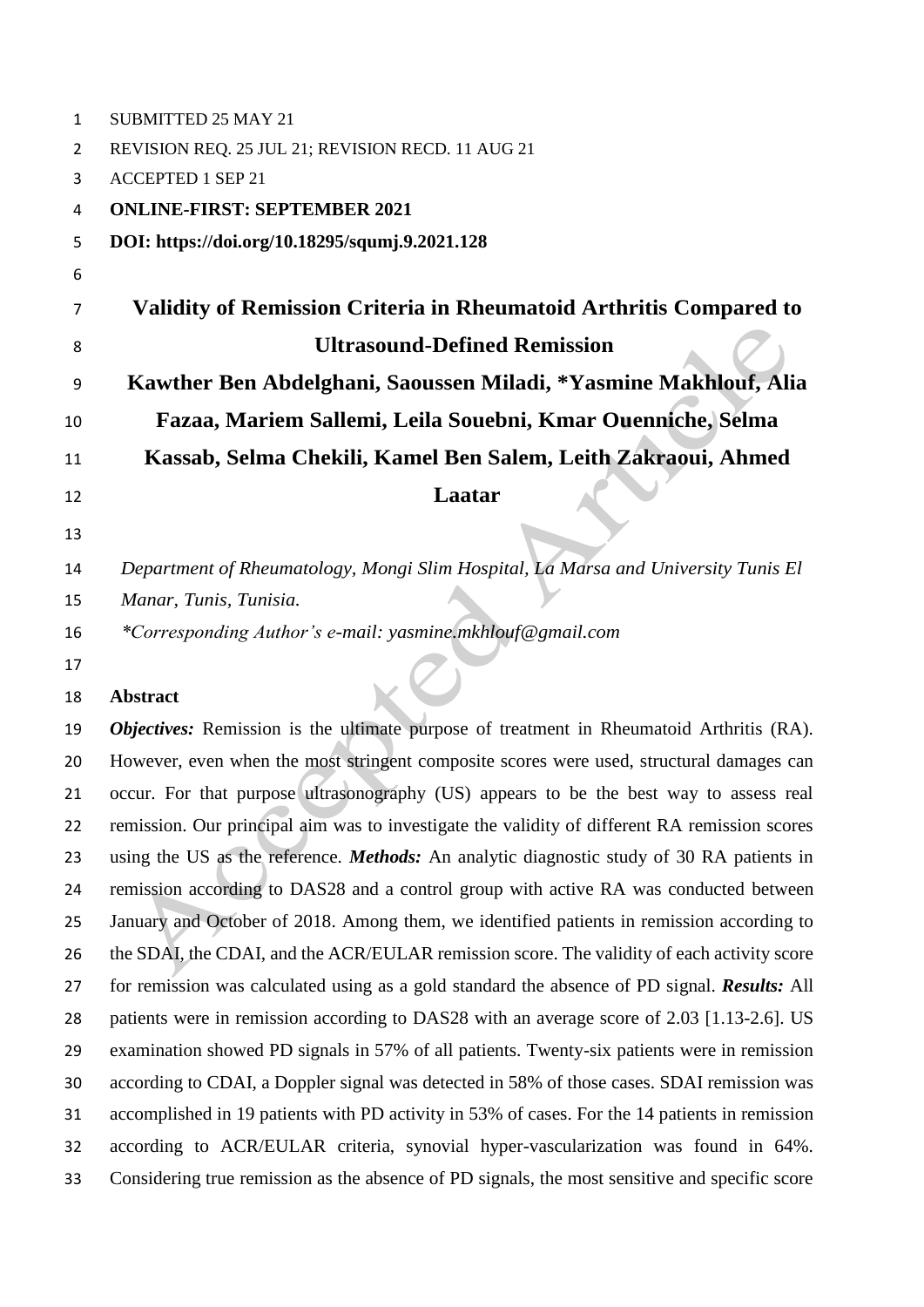SUBMITTED 25 MAY 21

REVISION REQ. 25 JUL 21; REVISION RECD. 11 AUG 21

ACCEPTED 1 SEP 21

**ONLINE-FIRST: SEPTEMBER 2021**

**DOI: https://doi.org/10.18295/squmj.9.2021.128**

# Validity of Remission Criteria in Rheumatoid Arthritis Compared to Ultrasound-Defined Remission

**Kawther Ben Abdelghani, Saoussen Miladi, *Yasmine Makhlouf, Alia Fazaa, Mariem Sallemi, Leila Souebni, Kmar Ouenniche, Selma Kassab, Selma Chekili, Kamel Ben Salem, Leith Zakraoui, Ahmed Laatar**

*Department of Rheumatology, Mongi Slim Hospital, La Marsa and University Tunis El Manar, Tunis, Tunisia.*

**Corresponding Author's e-mail: yasmine.mkhlouf@gmail.com*

## Abstract

***Objectives:*** Remission is the ultimate purpose of treatment in Rheumatoid Arthritis (RA). However, even when the most stringent composite scores were used, structural damages can occur. For that purpose ultrasonography (US) appears to be the best way to assess real remission. Our principal aim was to investigate the validity of different RA remission scores using the US as the reference. ***Methods:*** An analytic diagnostic study of 30 RA patients in remission according to DAS28 and a control group with active RA was conducted between January and October of 2018. Among them, we identified patients in remission according to the SDAI, the CDAI, and the ACR/EULAR remission score. The validity of each activity score for remission was calculated using as a gold standard the absence of PD signal. ***Results:*** All patients were in remission according to DAS28 with an average score of 2.03 [1.13-2.6]. US examination showed PD signals in 57% of all patients. Twenty-six patients were in remission according to CDAI, a Doppler signal was detected in 58% of those cases. SDAI remission was accomplished in 19 patients with PD activity in 53% of cases. For the 14 patients in remission according to ACR/EULAR criteria, synovial hyper-vascularization was found in 64%. Considering true remission as the absence of PD signals, the most sensitive and specific score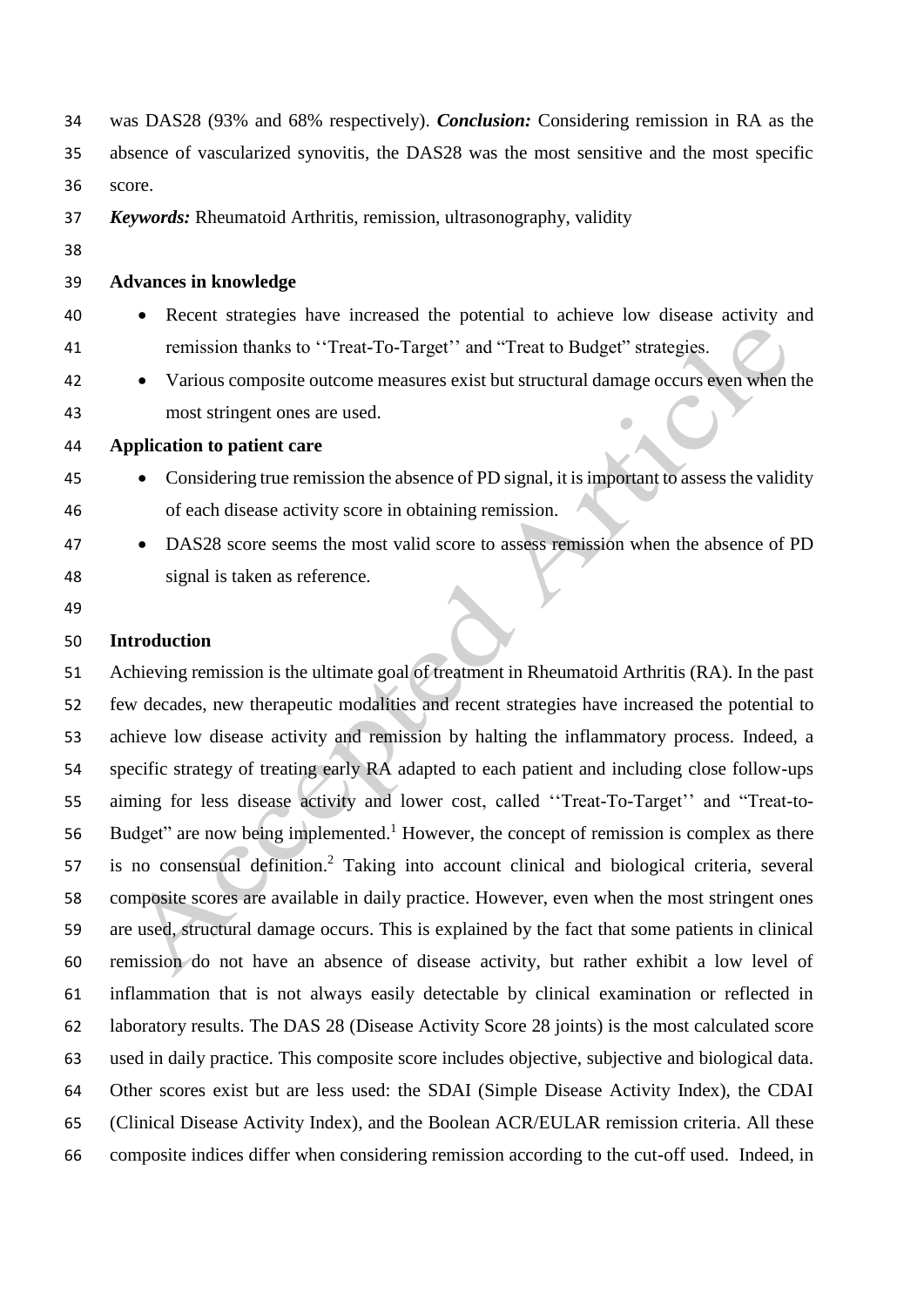was DAS28 (93% and 68% respectively). ***Conclusion:*** Considering remission in RA as the absence of vascularized synovitis, the DAS28 was the most sensitive and the most specific score.

***Keywords:*** Rheumatoid Arthritis, remission, ultrasonography, validity

**Advances in knowledge**

- Recent strategies have increased the potential to achieve low disease activity and remission thanks to ''Treat-To-Target'' and "Treat to Budget" strategies.
- Various composite outcome measures exist but structural damage occurs even when the most stringent ones are used.

**Application to patient care**

- Considering true remission the absence of PD signal, it is important to assess the validity of each disease activity score in obtaining remission.
- DAS28 score seems the most valid score to assess remission when the absence of PD signal is taken as reference.

## Introduction

Achieving remission is the ultimate goal of treatment in Rheumatoid Arthritis (RA). In the past few decades, new therapeutic modalities and recent strategies have increased the potential to achieve low disease activity and remission by halting the inflammatory process. Indeed, a specific strategy of treating early RA adapted to each patient and including close follow-ups aiming for less disease activity and lower cost, called ''Treat-To-Target'' and "Treat-to-Budget" are now being implemented.[1] However, the concept of remission is complex as there is no consensual definition.[2] Taking into account clinical and biological criteria, several composite scores are available in daily practice. However, even when the most stringent ones are used, structural damage occurs. This is explained by the fact that some patients in clinical remission do not have an absence of disease activity, but rather exhibit a low level of inflammation that is not always easily detectable by clinical examination or reflected in laboratory results. The DAS 28 (Disease Activity Score 28 joints) is the most calculated score used in daily practice. This composite score includes objective, subjective and biological data. Other scores exist but are less used: the SDAI (Simple Disease Activity Index), the CDAI (Clinical Disease Activity Index), and the Boolean ACR/EULAR remission criteria. All these composite indices differ when considering remission according to the cut-off used. Indeed, in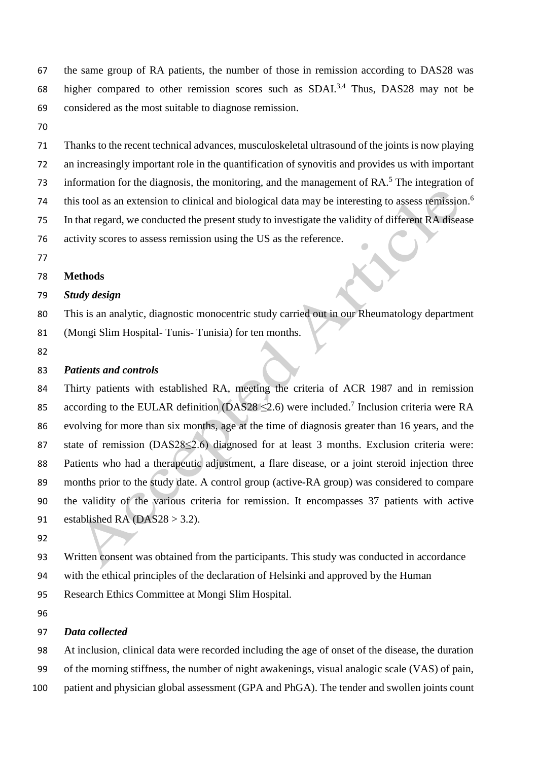the same group of RA patients, the number of those in remission according to DAS28 was higher compared to other remission scores such as SDAI.[3,4] Thus, DAS28 may not be considered as the most suitable to diagnose remission.

Thanks to the recent technical advances, musculoskeletal ultrasound of the joints is now playing an increasingly important role in the quantification of synovitis and provides us with important information for the diagnosis, the monitoring, and the management of RA.[5] The integration of this tool as an extension to clinical and biological data may be interesting to assess remission.[6] In that regard, we conducted the present study to investigate the validity of different RA disease activity scores to assess remission using the US as the reference.

## Methods

### *Study design*

This is an analytic, diagnostic monocentric study carried out in our Rheumatology department (Mongi Slim Hospital- Tunis- Tunisia) for ten months.

### *Patients and controls*

Thirty patients with established RA, meeting the criteria of ACR 1987 and in remission according to the EULAR definition (DAS28 $\leq$2.6) were included.[7] Inclusion criteria were RA evolving for more than six months, age at the time of diagnosis greater than 16 years, and the state of remission (DAS28$\leq$2.6) diagnosed for at least 3 months. Exclusion criteria were: Patients who had a therapeutic adjustment, a flare disease, or a joint steroid injection three months prior to the study date. A control group (active-RA group) was considered to compare the validity of the various criteria for remission. It encompasses 37 patients with active established RA (DAS28 > 3.2).

Written consent was obtained from the participants. This study was conducted in accordance with the ethical principles of the declaration of Helsinki and approved by the Human Research Ethics Committee at Mongi Slim Hospital.

### *Data collected*

At inclusion, clinical data were recorded including the age of onset of the disease, the duration of the morning stiffness, the number of night awakenings, visual analogic scale (VAS) of pain, patient and physician global assessment (GPA and PhGA). The tender and swollen joints count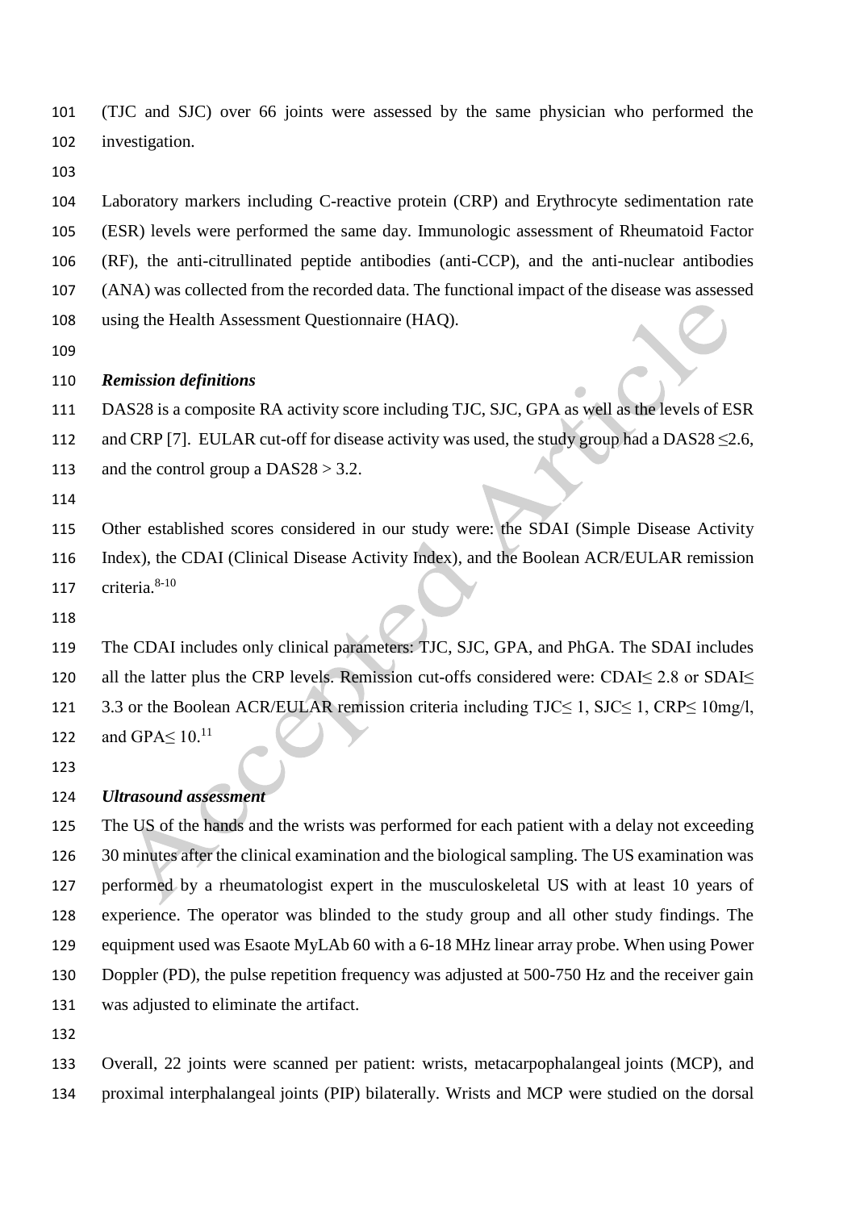(TJC and SJC) over 66 joints were assessed by the same physician who performed the investigation.

Laboratory markers including C-reactive protein (CRP) and Erythrocyte sedimentation rate (ESR) levels were performed the same day. Immunologic assessment of Rheumatoid Factor (RF), the anti-citrullinated peptide antibodies (anti-CCP), and the anti-nuclear antibodies (ANA) was collected from the recorded data. The functional impact of the disease was assessed using the Health Assessment Questionnaire (HAQ).

***Remission definitions***

DAS28 is a composite RA activity score including TJC, SJC, GPA as well as the levels of ESR and CRP [7]. EULAR cut-off for disease activity was used, the study group had a DAS28 $\leq$2.6, and the control group a DAS28 > 3.2.

Other established scores considered in our study were: the SDAI (Simple Disease Activity Index), the CDAI (Clinical Disease Activity Index), and the Boolean ACR/EULAR remission criteria.[8-10]

The CDAI includes only clinical parameters: TJC, SJC, GPA, and PhGA. The SDAI includes all the latter plus the CRP levels. Remission cut-offs considered were: CDAI$\leq$ 2.8 or SDAI$\leq$ 3.3 or the Boolean ACR/EULAR remission criteria including TJC$\leq$ 1, SJC$\leq$ 1, CRP$\leq$ 10mg/l, and GPA$\leq$ 10.[11]

***Ultrasound assessment***

The US of the hands and the wrists was performed for each patient with a delay not exceeding 30 minutes after the clinical examination and the biological sampling. The US examination was performed by a rheumatologist expert in the musculoskeletal US with at least 10 years of experience. The operator was blinded to the study group and all other study findings. The equipment used was Esaote MyLAb 60 with a 6-18 MHz linear array probe. When using Power Doppler (PD), the pulse repetition frequency was adjusted at 500-750 Hz and the receiver gain was adjusted to eliminate the artifact.

Overall, 22 joints were scanned per patient: wrists, metacarpophalangeal joints (MCP), and proximal interphalangeal joints (PIP) bilaterally. Wrists and MCP were studied on the dorsal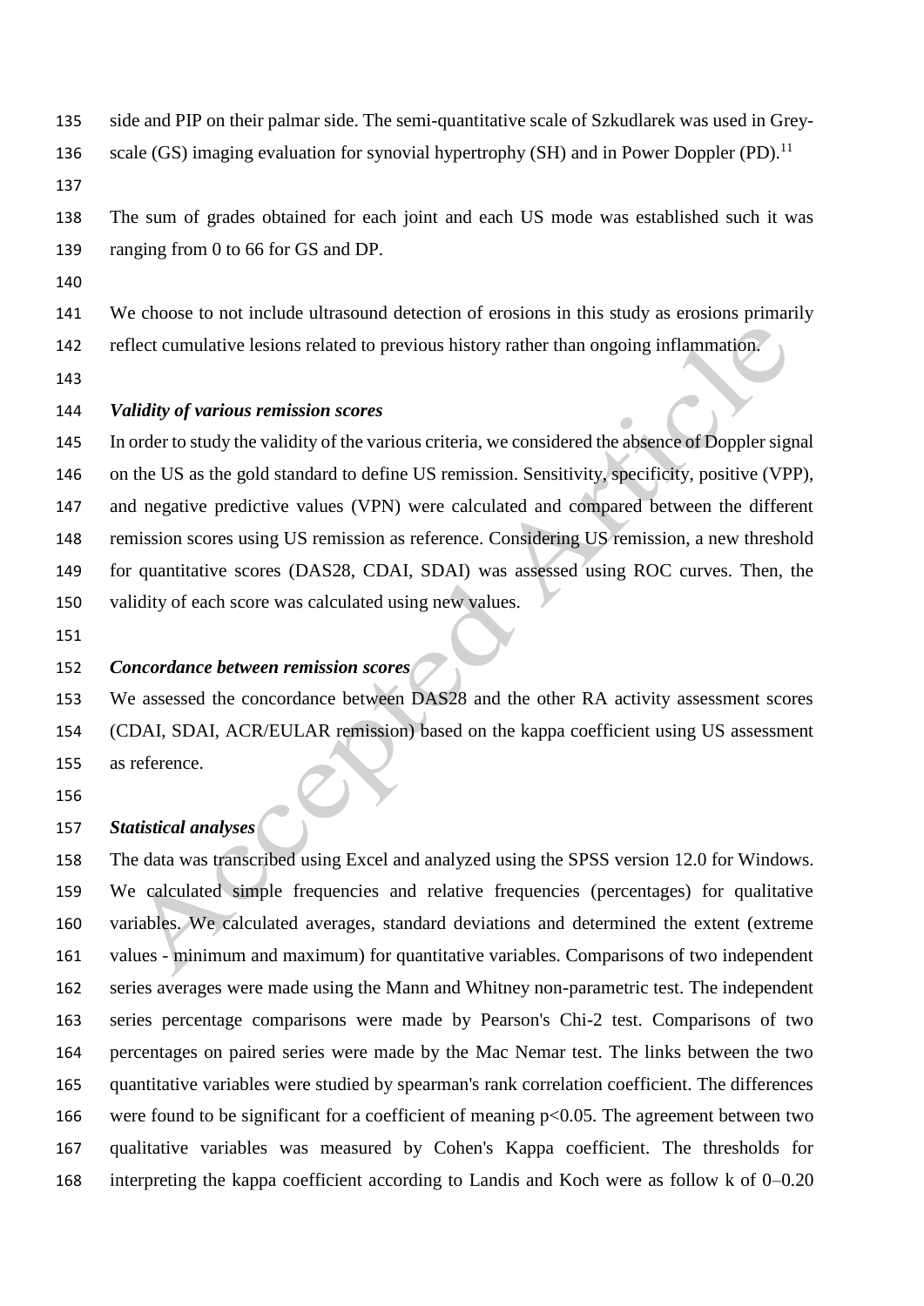side and PIP on their palmar side. The semi-quantitative scale of Szkudlarek was used in Grey-scale (GS) imaging evaluation for synovial hypertrophy (SH) and in Power Doppler (PD).[11]

The sum of grades obtained for each joint and each US mode was established such it was ranging from 0 to 66 for GS and DP.

We choose to not include ultrasound detection of erosions in this study as erosions primarily reflect cumulative lesions related to previous history rather than ongoing inflammation.

***Validity of various remission scores***

In order to study the validity of the various criteria, we considered the absence of Doppler signal on the US as the gold standard to define US remission. Sensitivity, specificity, positive (VPP), and negative predictive values (VPN) were calculated and compared between the different remission scores using US remission as reference. Considering US remission, a new threshold for quantitative scores (DAS28, CDAI, SDAI) was assessed using ROC curves. Then, the validity of each score was calculated using new values.

***Concordance between remission scores***

We assessed the concordance between DAS28 and the other RA activity assessment scores (CDAI, SDAI, ACR/EULAR remission) based on the kappa coefficient using US assessment as reference.

***Statistical analyses***

The data was transcribed using Excel and analyzed using the SPSS version 12.0 for Windows. We calculated simple frequencies and relative frequencies (percentages) for qualitative variables. We calculated averages, standard deviations and determined the extent (extreme values - minimum and maximum) for quantitative variables. Comparisons of two independent series averages were made using the Mann and Whitney non-parametric test. The independent series percentage comparisons were made by Pearson's Chi-2 test. Comparisons of two percentages on paired series were made by the Mac Nemar test. The links between the two quantitative variables were studied by spearman's rank correlation coefficient. The differences were found to be significant for a coefficient of meaning $p<0.05$. The agreement between two qualitative variables was measured by Cohen's Kappa coefficient. The thresholds for interpreting the kappa coefficient according to Landis and Koch were as follow k of 0–0.20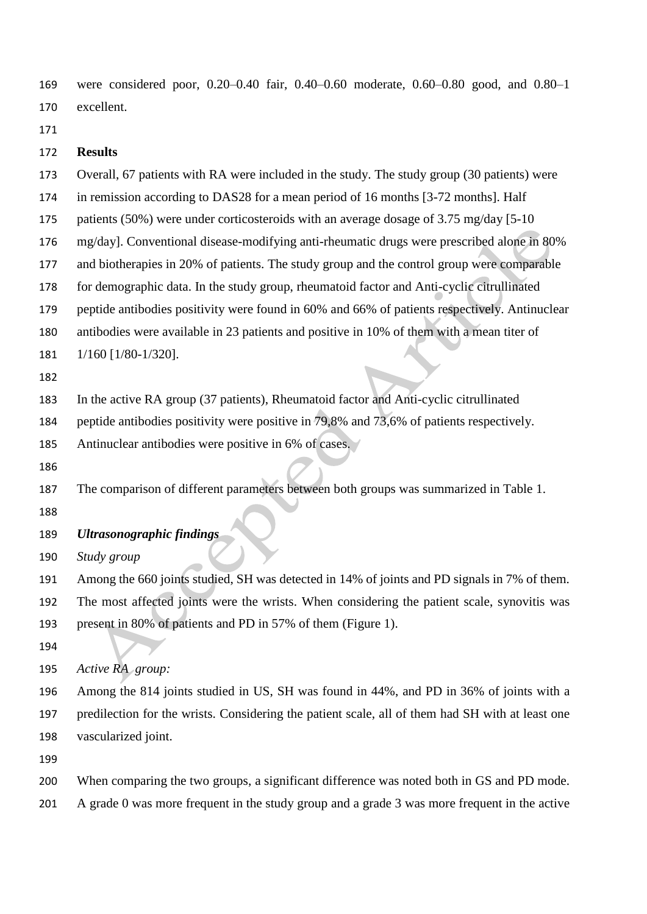were considered poor, 0.20–0.40 fair, 0.40–0.60 moderate, 0.60–0.80 good, and 0.80–1 excellent.

## Results

Overall, 67 patients with RA were included in the study. The study group (30 patients) were in remission according to DAS28 for a mean period of 16 months [3-72 months]. Half patients (50%) were under corticosteroids with an average dosage of 3.75 mg/day [5-10 mg/day]. Conventional disease-modifying anti-rheumatic drugs were prescribed alone in 80% and biotherapies in 20% of patients. The study group and the control group were comparable for demographic data. In the study group, rheumatoid factor and Anti-cyclic citrullinated peptide antibodies positivity were found in 60% and 66% of patients respectively. Antinuclear antibodies were available in 23 patients and positive in 10% of them with a mean titer of 1/160 [1/80-1/320].

In the active RA group (37 patients), Rheumatoid factor and Anti-cyclic citrullinated peptide antibodies positivity were positive in 79,8% and 73,6% of patients respectively. Antinuclear antibodies were positive in 6% of cases.

The comparison of different parameters between both groups was summarized in Table 1.

### *Ultrasonographic findings*

*Study group*

Among the 660 joints studied, SH was detected in 14% of joints and PD signals in 7% of them. The most affected joints were the wrists. When considering the patient scale, synovitis was present in 80% of patients and PD in 57% of them (Figure 1).

*Active RA group:*

Among the 814 joints studied in US, SH was found in 44%, and PD in 36% of joints with a predilection for the wrists. Considering the patient scale, all of them had SH with at least one vascularized joint.

When comparing the two groups, a significant difference was noted both in GS and PD mode. A grade 0 was more frequent in the study group and a grade 3 was more frequent in the active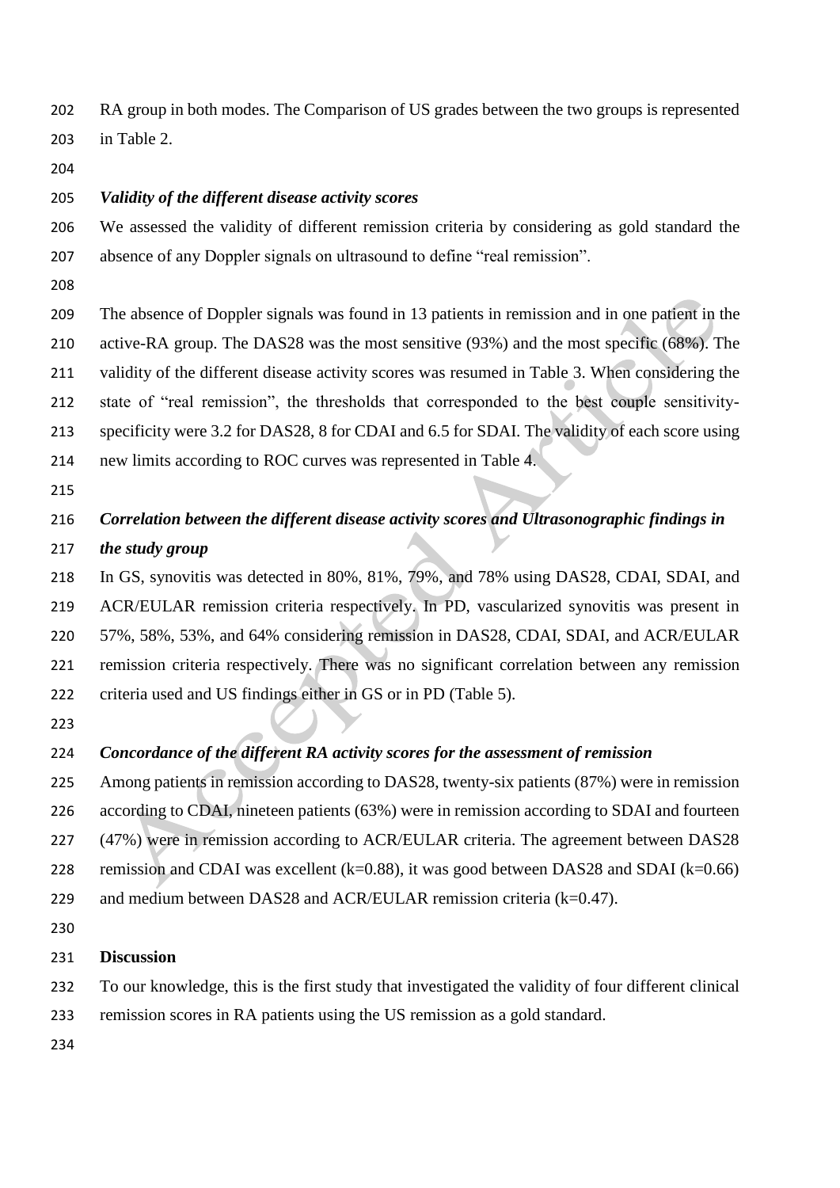RA group in both modes. The Comparison of US grades between the two groups is represented in Table 2.

***Validity of the different disease activity scores***

We assessed the validity of different remission criteria by considering as gold standard the absence of any Doppler signals on ultrasound to define "real remission".

The absence of Doppler signals was found in 13 patients in remission and in one patient in the active-RA group. The DAS28 was the most sensitive (93%) and the most specific (68%). The validity of the different disease activity scores was resumed in Table 3. When considering the state of "real remission", the thresholds that corresponded to the best couple sensitivity-specificity were 3.2 for DAS28, 8 for CDAI and 6.5 for SDAI. The validity of each score using new limits according to ROC curves was represented in Table 4.

***Correlation between the different disease activity scores and Ultrasonographic findings in the study group***

In GS, synovitis was detected in 80%, 81%, 79%, and 78% using DAS28, CDAI, SDAI, and ACR/EULAR remission criteria respectively. In PD, vascularized synovitis was present in 57%, 58%, 53%, and 64% considering remission in DAS28, CDAI, SDAI, and ACR/EULAR remission criteria respectively. There was no significant correlation between any remission criteria used and US findings either in GS or in PD (Table 5).

***Concordance of the different RA activity scores for the assessment of remission***

Among patients in remission according to DAS28, twenty-six patients (87%) were in remission according to CDAI, nineteen patients (63%) were in remission according to SDAI and fourteen (47%) were in remission according to ACR/EULAR criteria. The agreement between DAS28 remission and CDAI was excellent (k=0.88), it was good between DAS28 and SDAI (k=0.66) and medium between DAS28 and ACR/EULAR remission criteria (k=0.47).

## Discussion

To our knowledge, this is the first study that investigated the validity of four different clinical remission scores in RA patients using the US remission as a gold standard.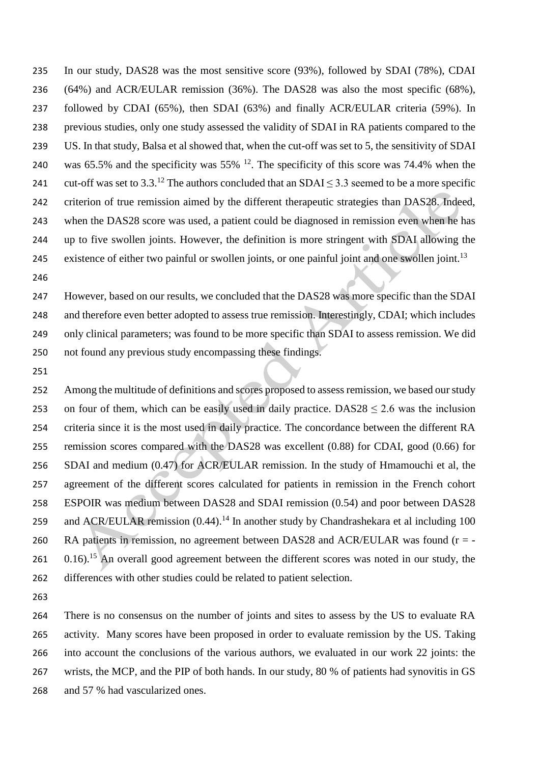In our study, DAS28 was the most sensitive score (93%), followed by SDAI (78%), CDAI (64%) and ACR/EULAR remission (36%). The DAS28 was also the most specific (68%), followed by CDAI (65%), then SDAI (63%) and finally ACR/EULAR criteria (59%). In previous studies, only one study assessed the validity of SDAI in RA patients compared to the US. In that study, Balsa et al showed that, when the cut-off was set to 5, the sensitivity of SDAI was 65.5% and the specificity was 55% [12]. The specificity of this score was 74.4% when the cut-off was set to 3.3.[12] The authors concluded that an SDAI ≤ 3.3 seemed to be a more specific criterion of true remission aimed by the different therapeutic strategies than DAS28. Indeed, when the DAS28 score was used, a patient could be diagnosed in remission even when he has up to five swollen joints. However, the definition is more stringent with SDAI allowing the existence of either two painful or swollen joints, or one painful joint and one swollen joint.[13]

However, based on our results, we concluded that the DAS28 was more specific than the SDAI and therefore even better adopted to assess true remission. Interestingly, CDAI; which includes only clinical parameters; was found to be more specific than SDAI to assess remission. We did not found any previous study encompassing these findings.

Among the multitude of definitions and scores proposed to assess remission, we based our study on four of them, which can be easily used in daily practice. DAS28 ≤ 2.6 was the inclusion criteria since it is the most used in daily practice. The concordance between the different RA remission scores compared with the DAS28 was excellent (0.88) for CDAI, good (0.66) for SDAI and medium (0.47) for ACR/EULAR remission. In the study of Hmamouchi et al, the agreement of the different scores calculated for patients in remission in the French cohort ESPOIR was medium between DAS28 and SDAI remission (0.54) and poor between DAS28 and ACR/EULAR remission (0.44).[14] In another study by Chandrashekara et al including 100 RA patients in remission, no agreement between DAS28 and ACR/EULAR was found ($r = -0.16$).[15] An overall good agreement between the different scores was noted in our study, the differences with other studies could be related to patient selection.

There is no consensus on the number of joints and sites to assess by the US to evaluate RA activity. Many scores have been proposed in order to evaluate remission by the US. Taking into account the conclusions of the various authors, we evaluated in our work 22 joints: the wrists, the MCP, and the PIP of both hands. In our study, 80 % of patients had synovitis in GS and 57 % had vascularized ones.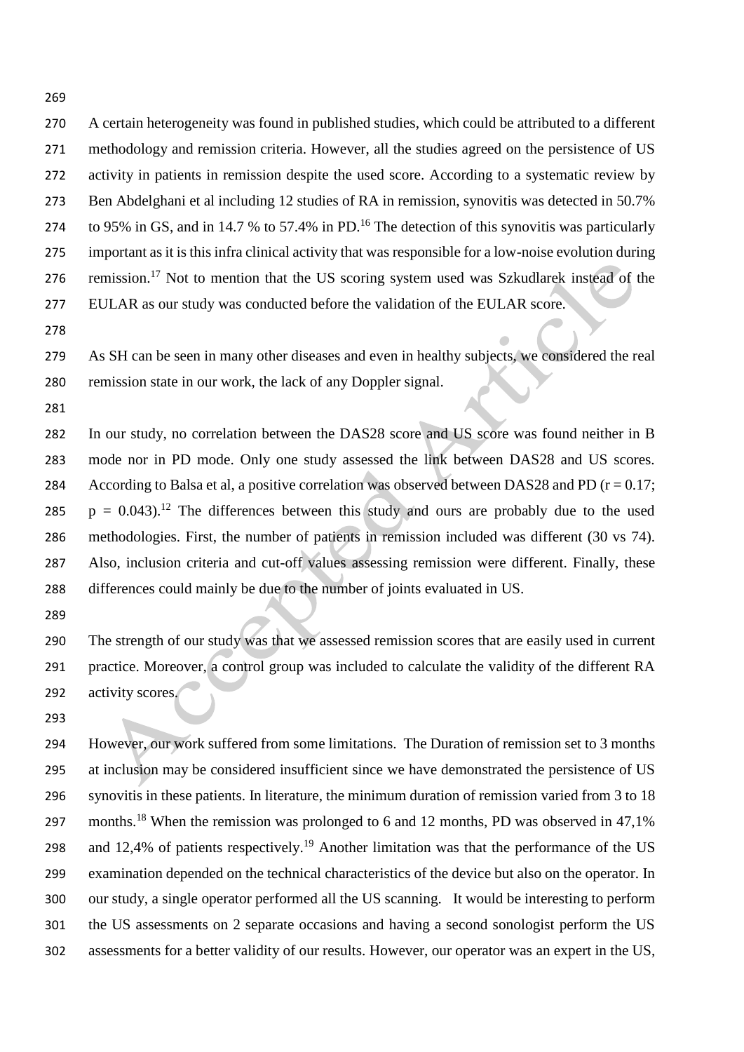A certain heterogeneity was found in published studies, which could be attributed to a different methodology and remission criteria. However, all the studies agreed on the persistence of US activity in patients in remission despite the used score. According to a systematic review by Ben Abdelghani et al including 12 studies of RA in remission, synovitis was detected in 50.7% to 95% in GS, and in 14.7 % to 57.4% in PD.[16] The detection of this synovitis was particularly important as it is this infra clinical activity that was responsible for a low-noise evolution during remission.[17] Not to mention that the US scoring system used was Szkudlarek instead of the EULAR as our study was conducted before the validation of the EULAR score.

As SH can be seen in many other diseases and even in healthy subjects, we considered the real remission state in our work, the lack of any Doppler signal.

In our study, no correlation between the DAS28 score and US score was found neither in B mode nor in PD mode. Only one study assessed the link between DAS28 and US scores. According to Balsa et al, a positive correlation was observed between DAS28 and PD ($r = 0.17$; $p = 0.043$).[12] The differences between this study and ours are probably due to the used methodologies. First, the number of patients in remission included was different (30 vs 74). Also, inclusion criteria and cut-off values assessing remission were different. Finally, these differences could mainly be due to the number of joints evaluated in US.

The strength of our study was that we assessed remission scores that are easily used in current practice. Moreover, a control group was included to calculate the validity of the different RA activity scores.

However, our work suffered from some limitations. The Duration of remission set to 3 months at inclusion may be considered insufficient since we have demonstrated the persistence of US synovitis in these patients. In literature, the minimum duration of remission varied from 3 to 18 months.[18] When the remission was prolonged to 6 and 12 months, PD was observed in 47,1% and 12,4% of patients respectively.[19] Another limitation was that the performance of the US examination depended on the technical characteristics of the device but also on the operator. In our study, a single operator performed all the US scanning. It would be interesting to perform the US assessments on 2 separate occasions and having a second sonologist perform the US assessments for a better validity of our results. However, our operator was an expert in the US,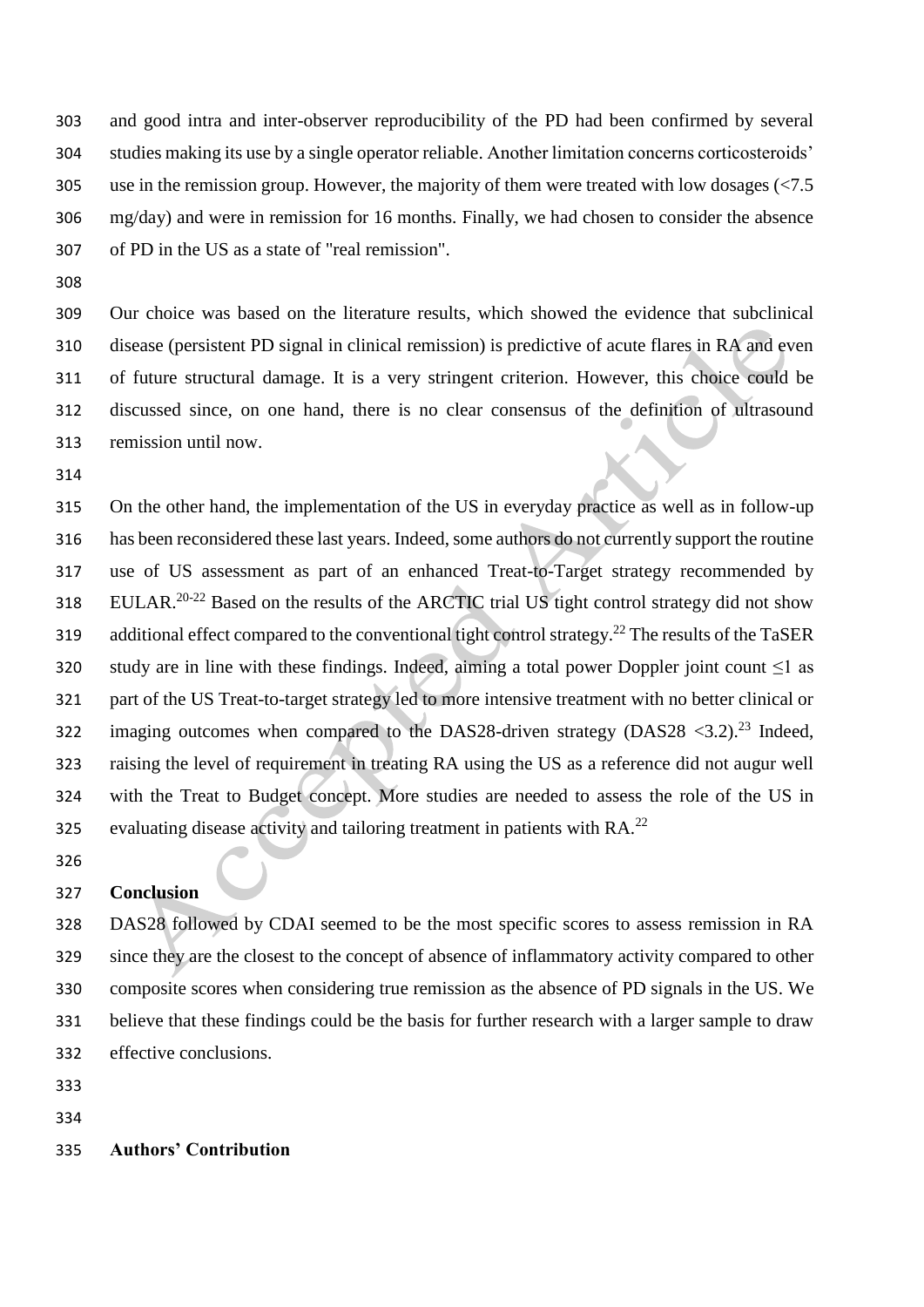and good intra and inter-observer reproducibility of the PD had been confirmed by several studies making its use by a single operator reliable. Another limitation concerns corticosteroids' use in the remission group. However, the majority of them were treated with low dosages (<7.5 mg/day) and were in remission for 16 months. Finally, we had chosen to consider the absence of PD in the US as a state of "real remission".

Our choice was based on the literature results, which showed the evidence that subclinical disease (persistent PD signal in clinical remission) is predictive of acute flares in RA and even of future structural damage. It is a very stringent criterion. However, this choice could be discussed since, on one hand, there is no clear consensus of the definition of ultrasound remission until now.

On the other hand, the implementation of the US in everyday practice as well as in follow-up has been reconsidered these last years. Indeed, some authors do not currently support the routine use of US assessment as part of an enhanced Treat-to-Target strategy recommended by EULAR.[20-22] Based on the results of the ARCTIC trial US tight control strategy did not show additional effect compared to the conventional tight control strategy.[22] The results of the TaSER study are in line with these findings. Indeed, aiming a total power Doppler joint count ≤1 as part of the US Treat-to-target strategy led to more intensive treatment with no better clinical or imaging outcomes when compared to the DAS28-driven strategy (DAS28 <3.2).[23] Indeed, raising the level of requirement in treating RA using the US as a reference did not augur well with the Treat to Budget concept. More studies are needed to assess the role of the US in evaluating disease activity and tailoring treatment in patients with RA.[22]

## Conclusion

DAS28 followed by CDAI seemed to be the most specific scores to assess remission in RA since they are the closest to the concept of absence of inflammatory activity compared to other composite scores when considering true remission as the absence of PD signals in the US. We believe that these findings could be the basis for further research with a larger sample to draw effective conclusions.

## Authors' Contribution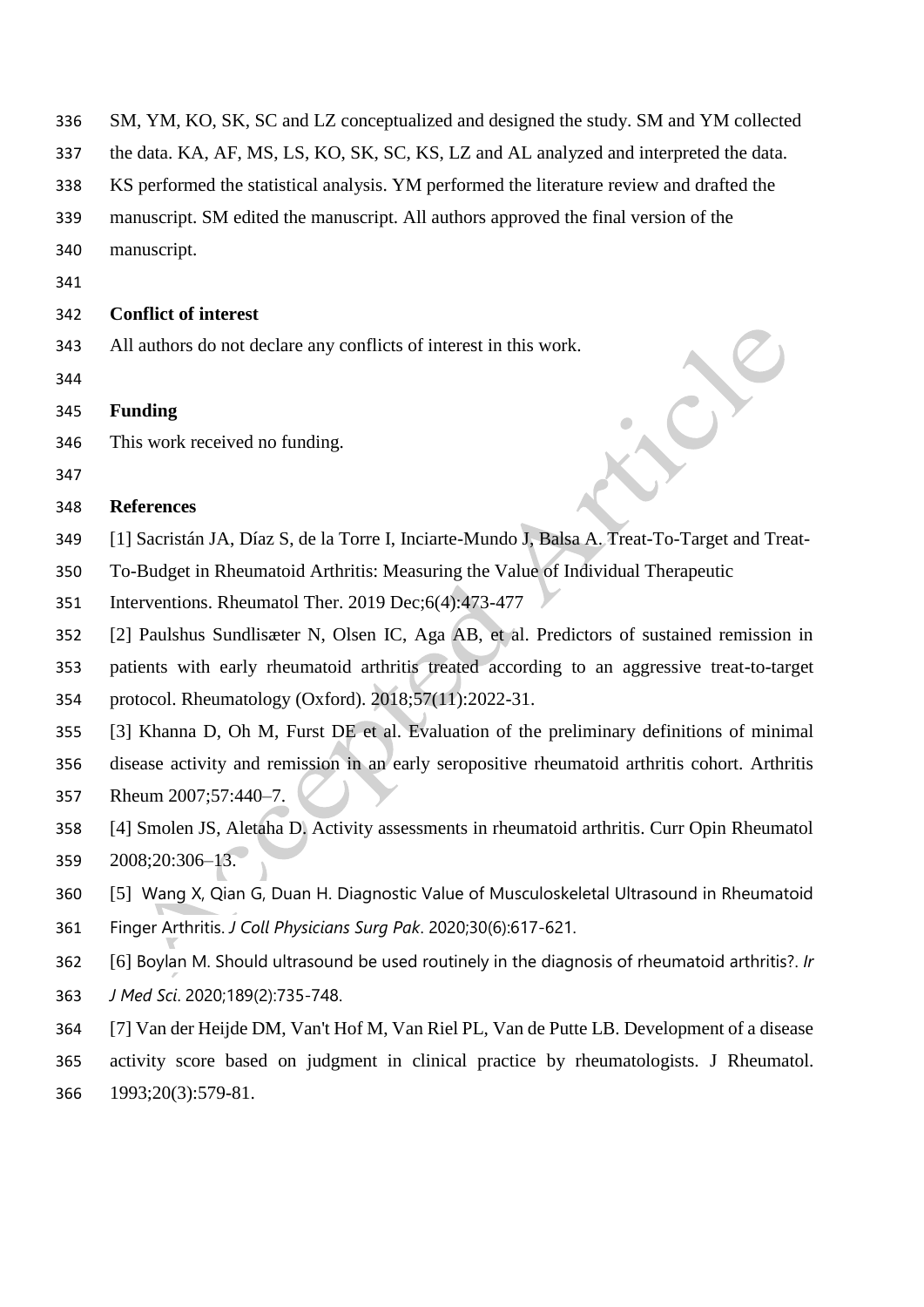SM, YM, KO, SK, SC and LZ conceptualized and designed the study. SM and YM collected the data. KA, AF, MS, LS, KO, SK, SC, KS, LZ and AL analyzed and interpreted the data. KS performed the statistical analysis. YM performed the literature review and drafted the manuscript. SM edited the manuscript. All authors approved the final version of the manuscript.

**Conflict of interest**

All authors do not declare any conflicts of interest in this work.

**Funding**

This work received no funding.

**References**

[1] Sacristán JA, Díaz S, de la Torre I, Inciarte-Mundo J, Balsa A. Treat-To-Target and Treat-To-Budget in Rheumatoid Arthritis: Measuring the Value of Individual Therapeutic Interventions. Rheumatol Ther. 2019 Dec;6(4):473-477

[2] Paulshus Sundlisæter N, Olsen IC, Aga AB, et al. Predictors of sustained remission in patients with early rheumatoid arthritis treated according to an aggressive treat-to-target protocol. Rheumatology (Oxford). 2018;57(11):2022-31.

[3] Khanna D, Oh M, Furst DE et al. Evaluation of the preliminary definitions of minimal disease activity and remission in an early seropositive rheumatoid arthritis cohort. Arthritis Rheum 2007;57:440–7.

[4] Smolen JS, Aletaha D. Activity assessments in rheumatoid arthritis. Curr Opin Rheumatol 2008;20:306–13.

[5] Wang X, Qian G, Duan H. Diagnostic Value of Musculoskeletal Ultrasound in Rheumatoid Finger Arthritis. *J Coll Physicians Surg Pak*. 2020;30(6):617-621.

[6] Boylan M. Should ultrasound be used routinely in the diagnosis of rheumatoid arthritis?. *Ir J Med Sci*. 2020;189(2):735-748.

[7] Van der Heijde DM, Van't Hof M, Van Riel PL, Van de Putte LB. Development of a disease activity score based on judgment in clinical practice by rheumatologists. J Rheumatol. 1993;20(3):579-81.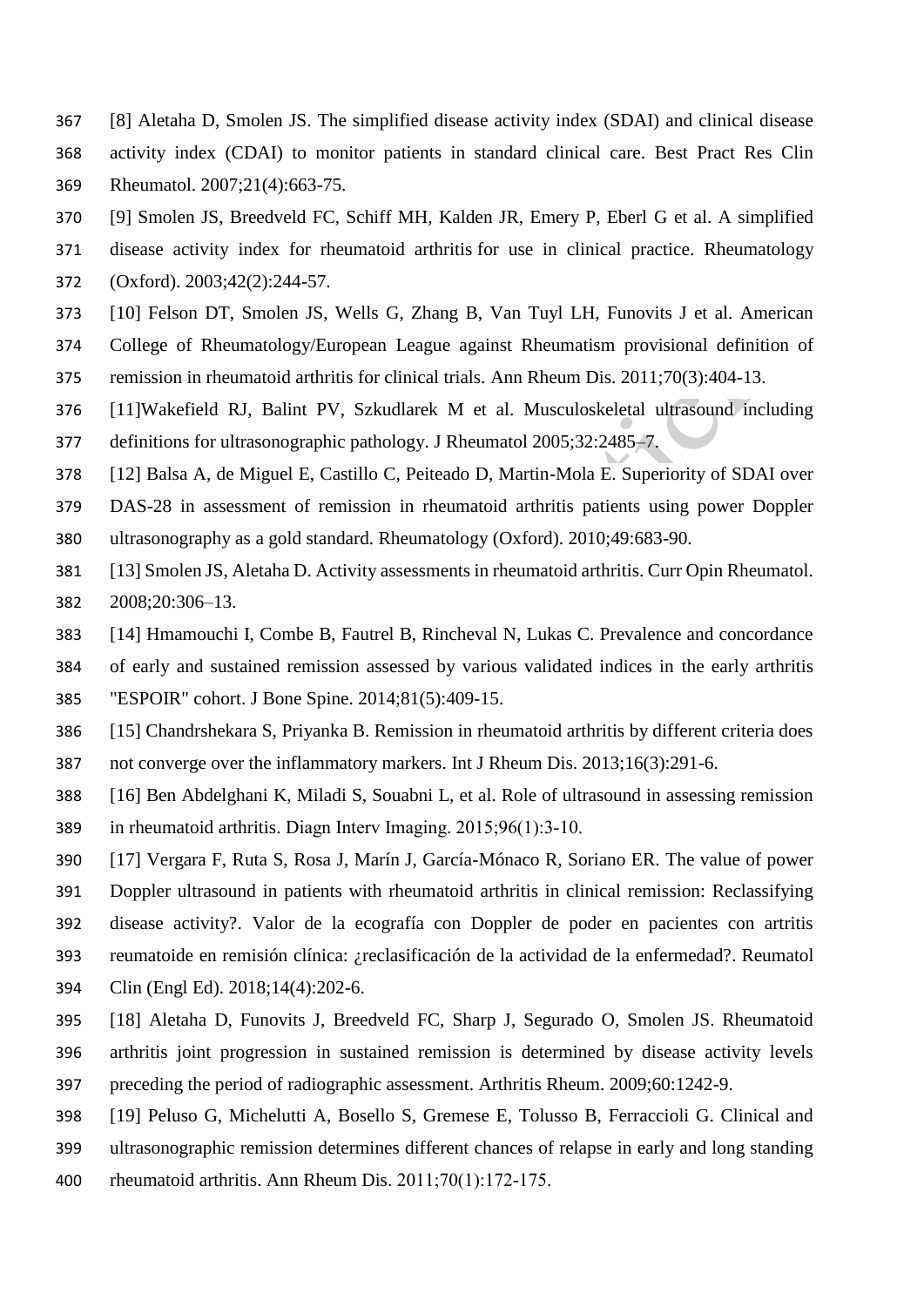[8] Aletaha D, Smolen JS. The simplified disease activity index (SDAI) and clinical disease activity index (CDAI) to monitor patients in standard clinical care. Best Pract Res Clin Rheumatol. 2007;21(4):663-75.

[9] Smolen JS, Breedveld FC, Schiff MH, Kalden JR, Emery P, Eberl G et al. A simplified disease activity index for rheumatoid arthritis for use in clinical practice. Rheumatology (Oxford). 2003;42(2):244-57.

[10] Felson DT, Smolen JS, Wells G, Zhang B, Van Tuyl LH, Funovits J et al. American College of Rheumatology/European League against Rheumatism provisional definition of remission in rheumatoid arthritis for clinical trials. Ann Rheum Dis. 2011;70(3):404-13.

[11]Wakefield RJ, Balint PV, Szkudlarek M et al. Musculoskeletal ultrasound including definitions for ultrasonographic pathology. J Rheumatol 2005;32:2485–7.

[12] Balsa A, de Miguel E, Castillo C, Peiteado D, Martin-Mola E. Superiority of SDAI over DAS-28 in assessment of remission in rheumatoid arthritis patients using power Doppler ultrasonography as a gold standard. Rheumatology (Oxford). 2010;49:683-90.

[13] Smolen JS, Aletaha D. Activity assessments in rheumatoid arthritis. Curr Opin Rheumatol. 2008;20:306–13.

[14] Hmamouchi I, Combe B, Fautrel B, Rincheval N, Lukas C. Prevalence and concordance of early and sustained remission assessed by various validated indices in the early arthritis "ESPOIR" cohort. J Bone Spine. 2014;81(5):409-15.

[15] Chandrshekara S, Priyanka B. Remission in rheumatoid arthritis by different criteria does not converge over the inflammatory markers. Int J Rheum Dis. 2013;16(3):291-6.

[16] Ben Abdelghani K, Miladi S, Souabni L, et al. Role of ultrasound in assessing remission in rheumatoid arthritis. Diagn Interv Imaging. 2015;96(1):3-10.

[17] Vergara F, Ruta S, Rosa J, Marín J, García-Mónaco R, Soriano ER. The value of power Doppler ultrasound in patients with rheumatoid arthritis in clinical remission: Reclassifying disease activity?. Valor de la ecografía con Doppler de poder en pacientes con artritis reumatoide en remisión clínica: ¿reclasificación de la actividad de la enfermedad?. Reumatol Clin (Engl Ed). 2018;14(4):202-6.

[18] Aletaha D, Funovits J, Breedveld FC, Sharp J, Segurado O, Smolen JS. Rheumatoid arthritis joint progression in sustained remission is determined by disease activity levels preceding the period of radiographic assessment. Arthritis Rheum. 2009;60:1242-9.

[19] Peluso G, Michelutti A, Bosello S, Gremese E, Tolusso B, Ferraccioli G. Clinical and ultrasonographic remission determines different chances of relapse in early and long standing rheumatoid arthritis. Ann Rheum Dis. 2011;70(1):172-175.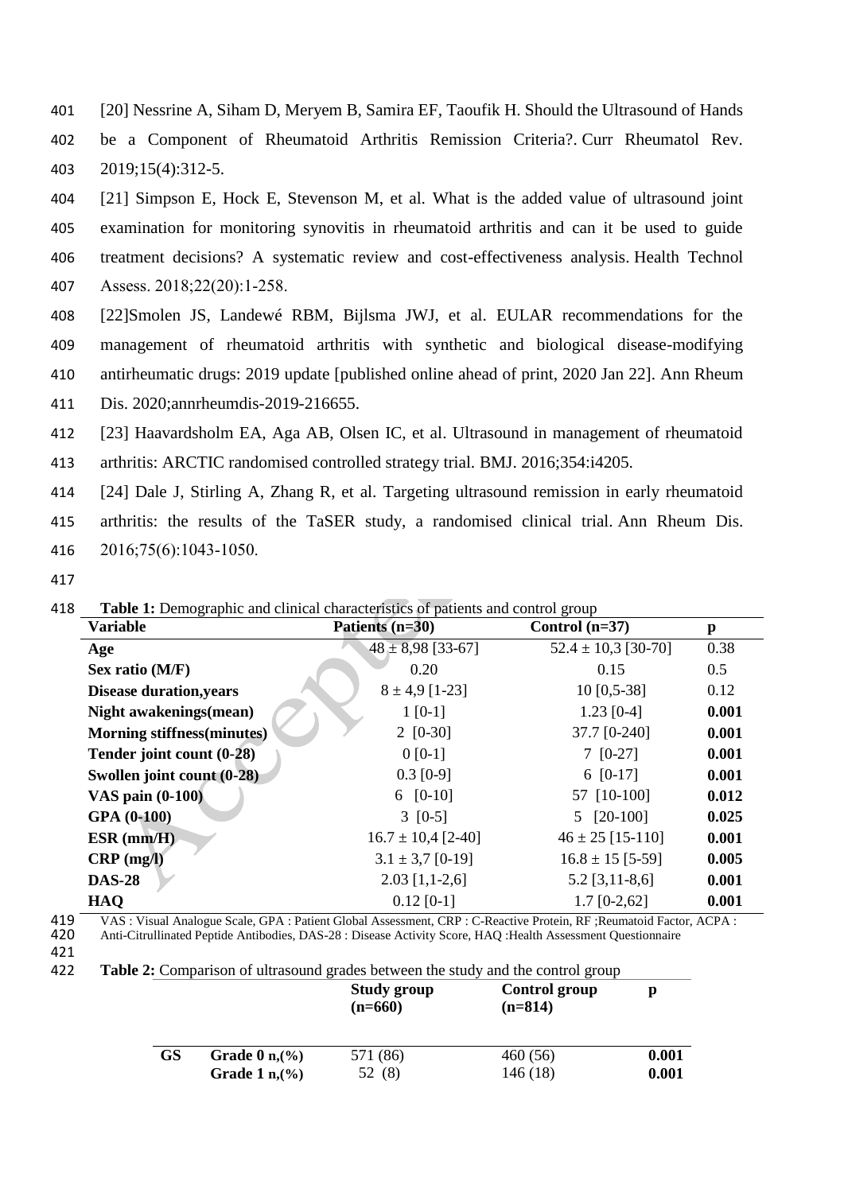[20] Nessrine A, Siham D, Meryem B, Samira EF, Taoufik H. Should the Ultrasound of Hands be a Component of Rheumatoid Arthritis Remission Criteria?. Curr Rheumatol Rev. 2019;15(4):312-5.

[21] Simpson E, Hock E, Stevenson M, et al. What is the added value of ultrasound joint examination for monitoring synovitis in rheumatoid arthritis and can it be used to guide treatment decisions? A systematic review and cost-effectiveness analysis. Health Technol Assess. 2018;22(20):1-258.

[22]Smolen JS, Landewé RBM, Bijlsma JWJ, et al. EULAR recommendations for the management of rheumatoid arthritis with synthetic and biological disease-modifying antirheumatic drugs: 2019 update [published online ahead of print, 2020 Jan 22]. Ann Rheum Dis. 2020;annrheumdis-2019-216655.

[23] Haavardsholm EA, Aga AB, Olsen IC, et al. Ultrasound in management of rheumatoid arthritis: ARCTIC randomised controlled strategy trial. BMJ. 2016;354:i4205.

[24] Dale J, Stirling A, Zhang R, et al. Targeting ultrasound remission in early rheumatoid arthritis: the results of the TaSER study, a randomised clinical trial. Ann Rheum Dis. 2016;75(6):1043-1050.

**Table 1:** Demographic and clinical characteristics of patients and control group

| Variable | Patients (n=30) | Control (n=37) | p |
|---|---|---|---|
| **Age** | 48 ± 8,98 [33-67] | 52.4 ± 10,3 [30-70] | 0.38 |
| **Sex ratio (M/F)** | 0.20 | 0.15 | 0.5 |
| **Disease duration,years** | 8 ± 4,9 [1-23] | 10 [0,5-38] | 0.12 |
| **Night awakenings(mean)** | 1 [0-1] | 1.23 [0-4] | **0.001** |
| **Morning stiffness(minutes)** | 2 [0-30] | 37.7 [0-240] | **0.001** |
| **Tender joint count (0-28)** | 0 [0-1] | 7 [0-27] | **0.001** |
| **Swollen joint count (0-28)** | 0.3 [0-9] | 6 [0-17] | **0.001** |
| **VAS pain (0-100)** | 6 [0-10] | 57 [10-100] | **0.012** |
| **GPA (0-100)** | 3 [0-5] | 5 [20-100] | **0.025** |
| **ESR (mm/H)** | 16.7 ± 10,4 [2-40] | 46 ± 25 [15-110] | **0.001** |
| **CRP (mg/l)** | 3.1 ± 3,7 [0-19] | 16.8 ± 15 [5-59] | **0.005** |
| **DAS-28** | 2.03 [1,1-2,6] | 5.2 [3,11-8,6] | **0.001** |
| **HAQ** | 0.12 [0-1] | 1.7 [0-2,62] | **0.001** |

VAS : Visual Analogue Scale, GPA : Patient Global Assessment, CRP : C-Reactive Protein, RF ;Reumatoid Factor, ACPA : Anti-Citrullinated Peptide Antibodies, DAS-28 : Disease Activity Score, HAQ :Health Assessment Questionnaire

**Table 2:** Comparison of ultrasound grades between the study and the control group

| | | Study group (n=660) | Control group (n=814) | p |
|---|---|---|---|---|
| **GS** | **Grade 0 n,(%)** | 571 (86) | 460 (56) | **0.001** |
| | **Grade 1 n,(%)** | 52 (8) | 146 (18) | **0.001** |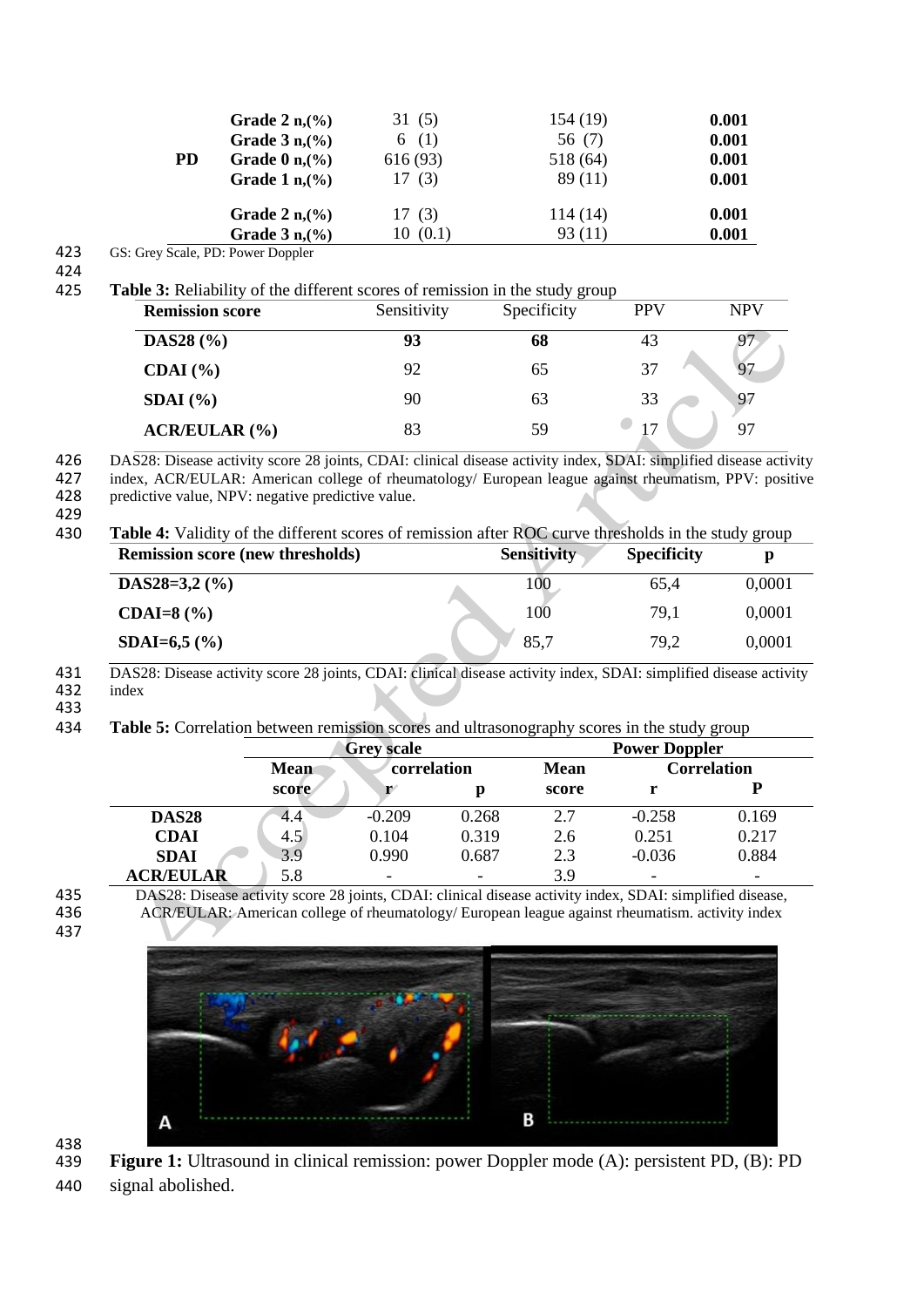| | | | | |
|---|---|---|---|---|
| | **Grade 2 n,(%)** | 31 (5) | 154 (19) | **0.001** |
| | **Grade 3 n,(%)** | 6 (1) | 56 (7) | **0.001** |
| **PD** | **Grade 0 n,(%)** | 616 (93) | 518 (64) | **0.001** |
| | **Grade 1 n,(%)** | 17 (3) | 89 (11) | **0.001** |
| | **Grade 2 n,(%)** | 17 (3) | 114 (14) | **0.001** |
| | **Grade 3 n,(%)** | 10 (0.1) | 93 (11) | **0.001** |

GS: Grey Scale, PD: Power Doppler

**Table 3:** Reliability of the different scores of remission in the study group

| Remission score | Sensitivity | Specificity | PPV | NPV |
|---|---|---|---|---|
| **DAS28 (%)** | **93** | **68** | 43 | 97 |
| **CDAI (%)** | 92 | 65 | 37 | 97 |
| **SDAI (%)** | 90 | 63 | 33 | 97 |
| **ACR/EULAR (%)** | 83 | 59 | 17 | 97 |

DAS28: Disease activity score 28 joints, CDAI: clinical disease activity index, SDAI: simplified disease activity index, ACR/EULAR: American college of rheumatology/ European league against rheumatism, PPV: positive predictive value, NPV: negative predictive value.

**Table 4:** Validity of the different scores of remission after ROC curve thresholds in the study group

| Remission score (new thresholds) | Sensitivity | Specificity | p |
|---|---|---|---|
| **DAS28=3,2 (%)** | 100 | 65,4 | 0,0001 |
| **CDAI=8 (%)** | 100 | 79,1 | 0,0001 |
| **SDAI=6,5 (%)** | 85,7 | 79,2 | 0,0001 |

DAS28: Disease activity score 28 joints, CDAI: clinical disease activity index, SDAI: simplified disease activity index

**Table 5:** Correlation between remission scores and ultrasonography scores in the study group

| | Grey scale | | | Power Doppler | | |
|---|---|---|---|---|---|---|
| | Mean score | correlation r | p | Mean score | Correlation r | P |
| **DAS28** | 4.4 | -0.209 | 0.268 | 2.7 | -0.258 | 0.169 |
| **CDAI** | 4.5 | 0.104 | 0.319 | 2.6 | 0.251 | 0.217 |
| **SDAI** | 3.9 | 0.990 | 0.687 | 2.3 | -0.036 | 0.884 |
| **ACR/EULAR** | 5.8 | - | - | 3.9 | - | - |

DAS28: Disease activity score 28 joints, CDAI: clinical disease activity index, SDAI: simplified disease, ACR/EULAR: American college of rheumatology/ European league against rheumatism. activity index

A

B

**Figure 1:** Ultrasound in clinical remission: power Doppler mode (A): persistent PD, (B): PD signal abolished.